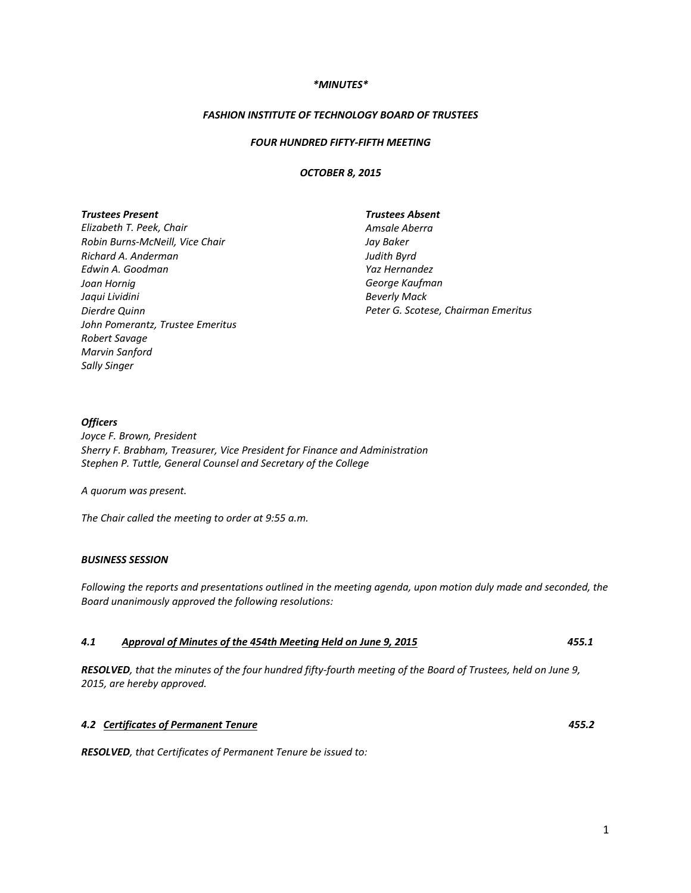*\*MINUTES\**

***FASHION INSTITUTE OF TECHNOLOGY BOARD OF TRUSTEES***

***FOUR HUNDRED FIFTY-FIFTH MEETING***

***OCTOBER 8, 2015***

| ***Trustees Present*** | ***Trustees Absent*** |
|---|---|
| *Elizabeth T. Peek, Chair* | *Amsale Aberra* |
| *Robin Burns-McNeill, Vice Chair* | *Jay Baker* |
| *Richard A. Anderman* | *Judith Byrd* |
| *Edwin A. Goodman* | *Yaz Hernandez* |
| *Joan Hornig* | *George Kaufman* |
| *Jaqui Lividini* | *Beverly Mack* |
| *Dierdre Quinn* | *Peter G. Scotese, Chairman Emeritus* |
| *John Pomerantz, Trustee Emeritus* | |
| *Robert Savage* | |
| *Marvin Sanford* | |
| *Sally Singer* | |

***Officers***
*Joyce F. Brown, President*
*Sherry F. Brabham, Treasurer, Vice President for Finance and Administration*
*Stephen P. Tuttle, General Counsel and Secretary of the College*

*A quorum was present.*

*The Chair called the meeting to order at 9:55 a.m.*

***BUSINESS SESSION***

*Following the reports and presentations outlined in the meeting agenda, upon motion duly made and seconded, the Board unanimously approved the following resolutions:*

***4.1 Approval of Minutes of the 454th Meeting Held on June 9, 2015*** **455.1**

***RESOLVED**, that the minutes of the four hundred fifty-fourth meeting of the Board of Trustees, held on June 9, 2015, are hereby approved.*

***4.2 Certificates of Permanent Tenure*** **455.2**

***RESOLVED**, that Certificates of Permanent Tenure be issued to:*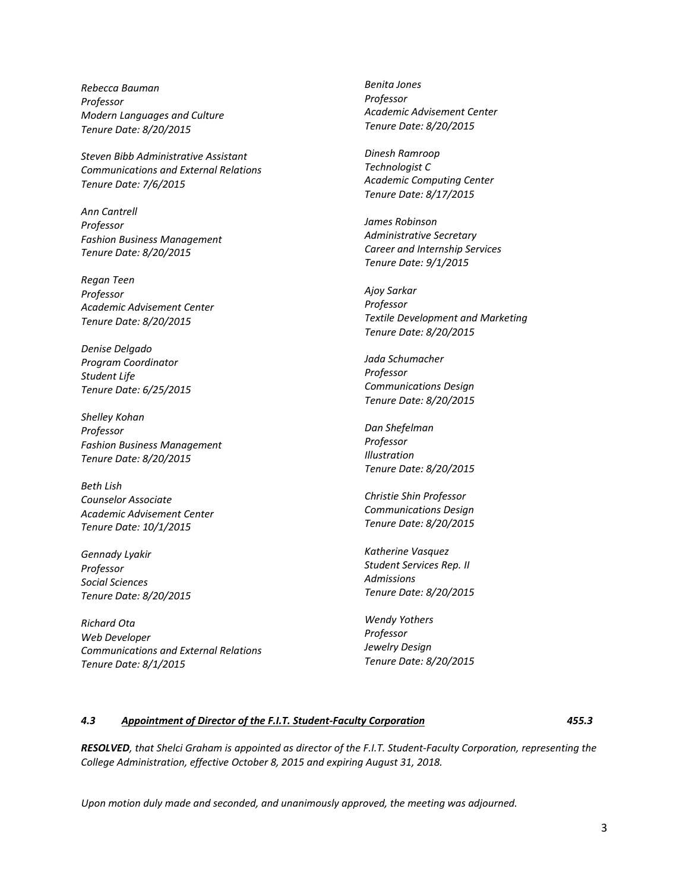*Rebecca Bauman*
*Professor*
*Modern Languages and Culture*
*Tenure Date: 8/20/2015*

*Steven Bibb Administrative Assistant*
*Communications and External Relations*
*Tenure Date: 7/6/2015*

*Ann Cantrell*
*Professor*
*Fashion Business Management*
*Tenure Date: 8/20/2015*

*Regan Teen*
*Professor*
*Academic Advisement Center*
*Tenure Date: 8/20/2015*

*Denise Delgado*
*Program Coordinator*
*Student Life*
*Tenure Date: 6/25/2015*

*Shelley Kohan*
*Professor*
*Fashion Business Management*
*Tenure Date: 8/20/2015*

*Beth Lish*
*Counselor Associate*
*Academic Advisement Center*
*Tenure Date: 10/1/2015*

*Gennady Lyakir*
*Professor*
*Social Sciences*
*Tenure Date: 8/20/2015*

*Richard Ota*
*Web Developer*
*Communications and External Relations*
*Tenure Date: 8/1/2015*

*Benita Jones*
*Professor*
*Academic Advisement Center*
*Tenure Date: 8/20/2015*

*Dinesh Ramroop*
*Technologist C*
*Academic Computing Center*
*Tenure Date: 8/17/2015*

*James Robinson*
*Administrative Secretary*
*Career and Internship Services*
*Tenure Date: 9/1/2015*

*Ajoy Sarkar*
*Professor*
*Textile Development and Marketing*
*Tenure Date: 8/20/2015*

*Jada Schumacher*
*Professor*
*Communications Design*
*Tenure Date: 8/20/2015*

*Dan Shefelman*
*Professor*
*Illustration*
*Tenure Date: 8/20/2015*

*Christie Shin Professor*
*Communications Design*
*Tenure Date: 8/20/2015*

*Katherine Vasquez*
*Student Services Rep. II*
*Admissions*
*Tenure Date: 8/20/2015*

*Wendy Yothers*
*Professor*
*Jewelry Design*
*Tenure Date: 8/20/2015*

### *4.3 Appointment of Director of the F.I.T. Student-Faculty Corporation* *455.3*

***RESOLVED**, that Shelci Graham is appointed as director of the F.I.T. Student-Faculty Corporation, representing the College Administration, effective October 8, 2015 and expiring August 31, 2018.*

*Upon motion duly made and seconded, and unanimously approved, the meeting was adjourned.*